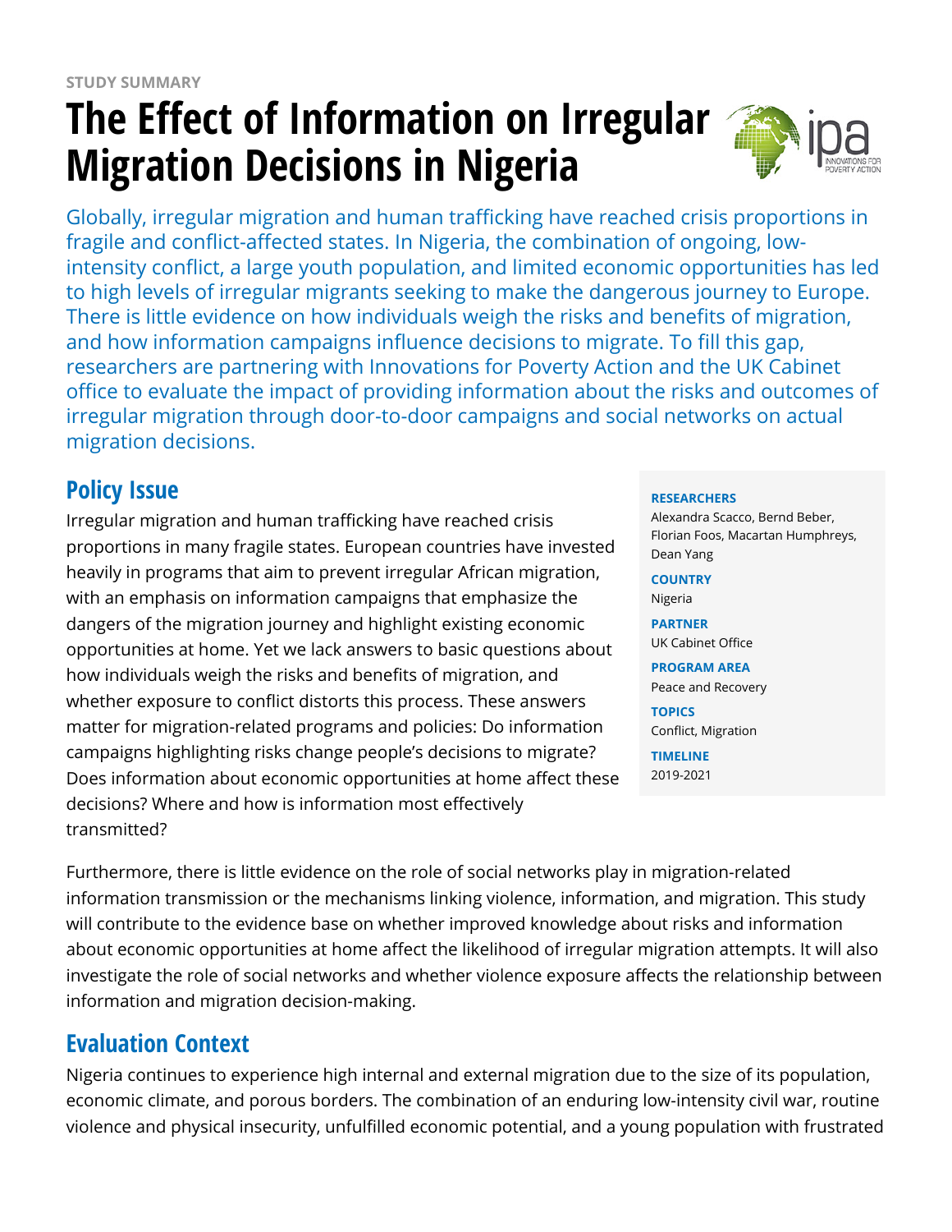STUDY SUMMARY

# The Effect of Information on Irregular Migration Decisions in Nigeria

Globally, irregular migration and human trafficking have reached crisis proportions in fragile and conflict-affected states. In Nigeria, the combination of ongoing, low-intensity conflict, a large youth population, and limited economic opportunities has led to high levels of irregular migrants seeking to make the dangerous journey to Europe. There is little evidence on how individuals weigh the risks and benefits of migration, and how information campaigns influence decisions to migrate. To fill this gap, researchers are partnering with Innovations for Poverty Action and the UK Cabinet office to evaluate the impact of providing information about the risks and outcomes of irregular migration through door-to-door campaigns and social networks on actual migration decisions.

**RESEARCHERS**
Alexandra Scacco, Bernd Beber, Florian Foos, Macartan Humphreys, Dean Yang

**COUNTRY**
Nigeria

**PARTNER**
UK Cabinet Office

**PROGRAM AREA**
Peace and Recovery

**TOPICS**
Conflict, Migration

**TIMELINE**
2019-2021

## Policy Issue

Irregular migration and human trafficking have reached crisis proportions in many fragile states. European countries have invested heavily in programs that aim to prevent irregular African migration, with an emphasis on information campaigns that emphasize the dangers of the migration journey and highlight existing economic opportunities at home. Yet we lack answers to basic questions about how individuals weigh the risks and benefits of migration, and whether exposure to conflict distorts this process. These answers matter for migration-related programs and policies: Do information campaigns highlighting risks change people's decisions to migrate? Does information about economic opportunities at home affect these decisions? Where and how is information most effectively transmitted?

Furthermore, there is little evidence on the role of social networks play in migration-related information transmission or the mechanisms linking violence, information, and migration. This study will contribute to the evidence base on whether improved knowledge about risks and information about economic opportunities at home affect the likelihood of irregular migration attempts. It will also investigate the role of social networks and whether violence exposure affects the relationship between information and migration decision-making.

## Evaluation Context

Nigeria continues to experience high internal and external migration due to the size of its population, economic climate, and porous borders. The combination of an enduring low-intensity civil war, routine violence and physical insecurity, unfulfilled economic potential, and a young population with frustrated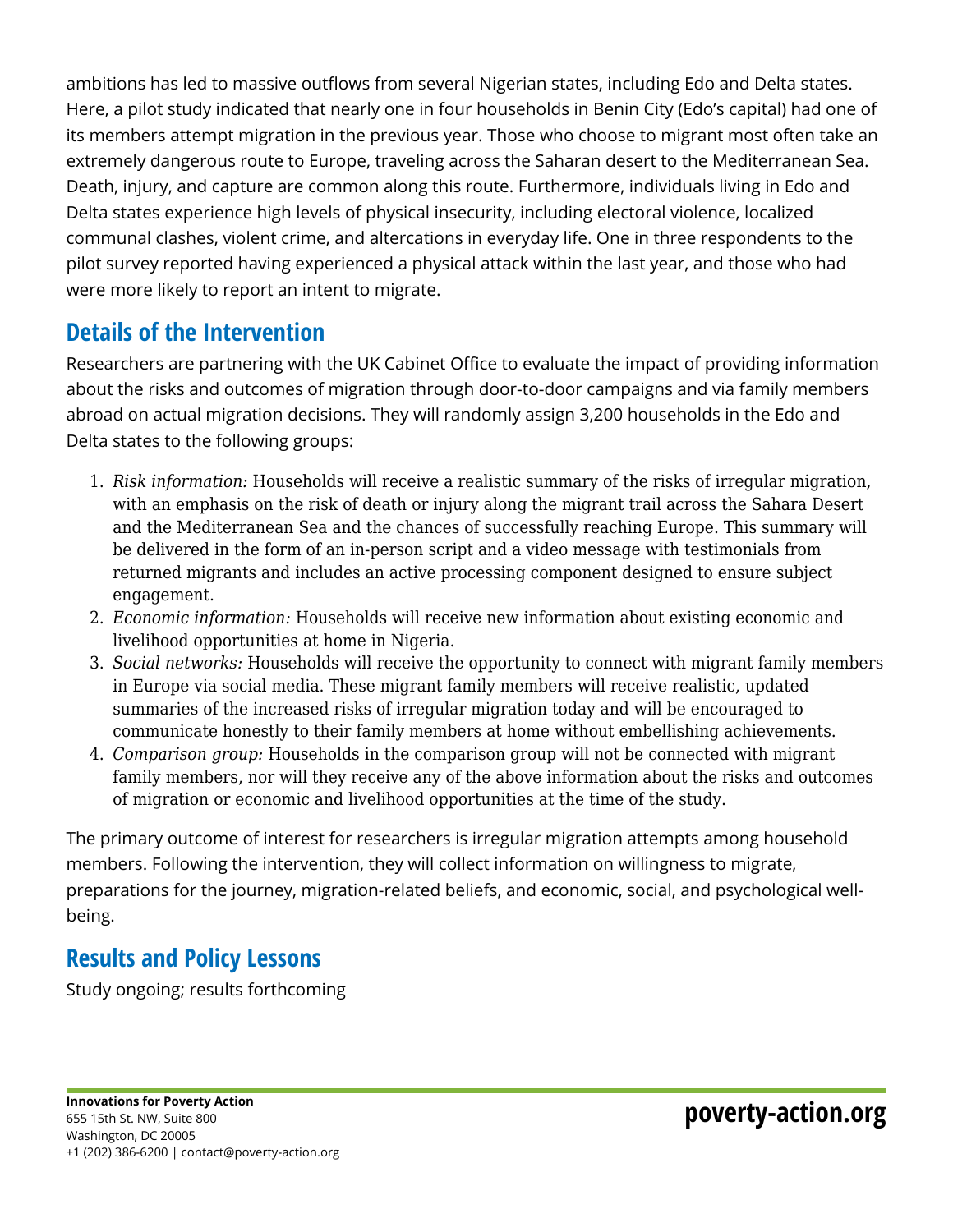ambitions has led to massive outflows from several Nigerian states, including Edo and Delta states. Here, a pilot study indicated that nearly one in four households in Benin City (Edo's capital) had one of its members attempt migration in the previous year. Those who choose to migrant most often take an extremely dangerous route to Europe, traveling across the Saharan desert to the Mediterranean Sea. Death, injury, and capture are common along this route. Furthermore, individuals living in Edo and Delta states experience high levels of physical insecurity, including electoral violence, localized communal clashes, violent crime, and altercations in everyday life. One in three respondents to the pilot survey reported having experienced a physical attack within the last year, and those who had were more likely to report an intent to migrate.

## Details of the Intervention

Researchers are partnering with the UK Cabinet Office to evaluate the impact of providing information about the risks and outcomes of migration through door-to-door campaigns and via family members abroad on actual migration decisions. They will randomly assign 3,200 households in the Edo and Delta states to the following groups:

1. *Risk information:* Households will receive a realistic summary of the risks of irregular migration, with an emphasis on the risk of death or injury along the migrant trail across the Sahara Desert and the Mediterranean Sea and the chances of successfully reaching Europe. This summary will be delivered in the form of an in-person script and a video message with testimonials from returned migrants and includes an active processing component designed to ensure subject engagement.
2. *Economic information:* Households will receive new information about existing economic and livelihood opportunities at home in Nigeria.
3. *Social networks:* Households will receive the opportunity to connect with migrant family members in Europe via social media. These migrant family members will receive realistic, updated summaries of the increased risks of irregular migration today and will be encouraged to communicate honestly to their family members at home without embellishing achievements.
4. *Comparison group:* Households in the comparison group will not be connected with migrant family members, nor will they receive any of the above information about the risks and outcomes of migration or economic and livelihood opportunities at the time of the study.

The primary outcome of interest for researchers is irregular migration attempts among household members. Following the intervention, they will collect information on willingness to migrate, preparations for the journey, migration-related beliefs, and economic, social, and psychological well-being.

## Results and Policy Lessons

Study ongoing; results forthcoming